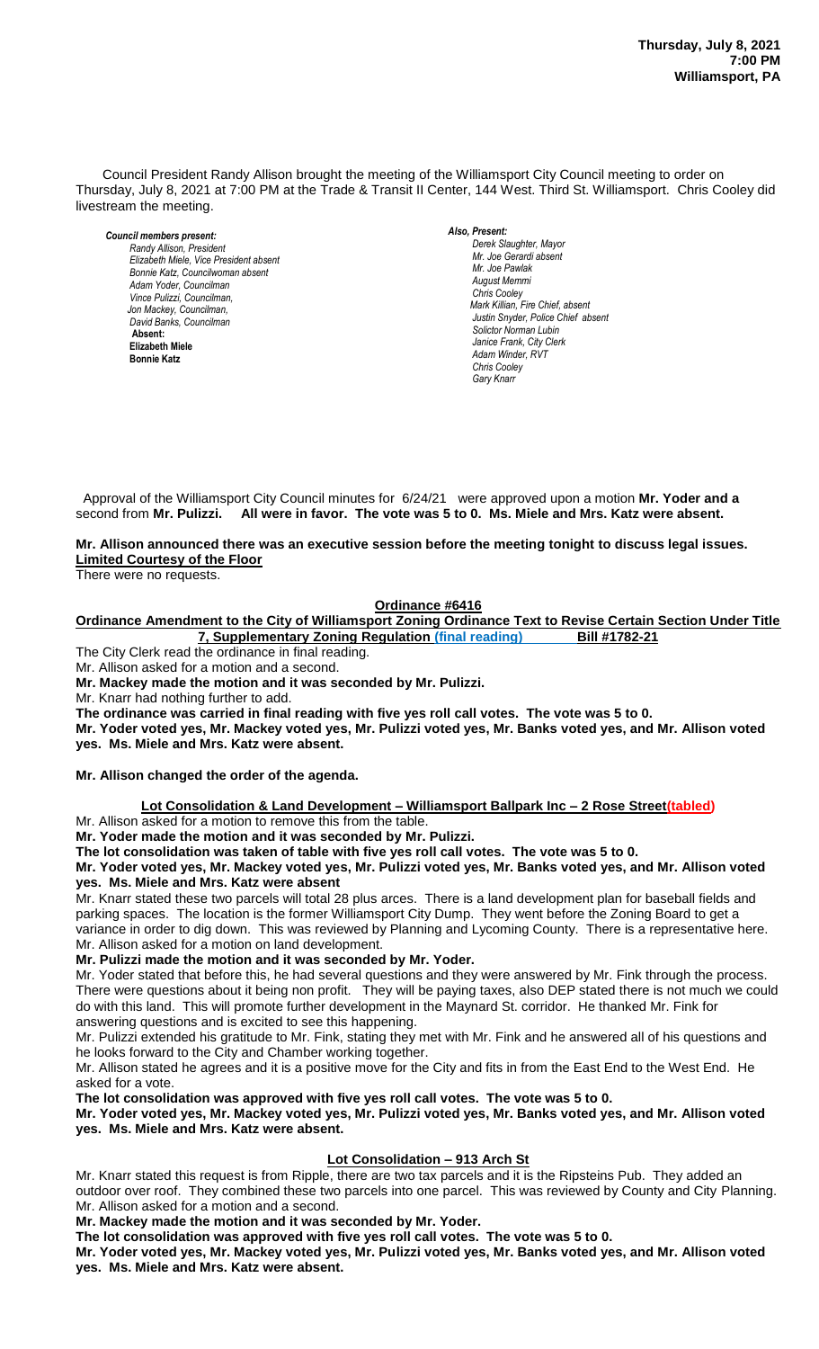**Thursday, July 8, 2021**
**7:00 PM**
**Williamsport, PA**

Council President Randy Allison brought the meeting of the Williamsport City Council meeting to order on Thursday, July 8, 2021 at 7:00 PM at the Trade & Transit II Center, 144 West. Third St. Williamsport. Chris Cooley did livestream the meeting.

***Council members present:***
*Randy Allison, President*
*Elizabeth Miele, Vice President absent*
*Bonnie Katz, Councilwoman absent*
*Adam Yoder, Councilman*
*Vince Pulizzi, Councilman,*
*Jon Mackey, Councilman,*
*David Banks, Councilman*
**Absent:**
**Elizabeth Miele**
**Bonnie Katz**

***Also, Present:***
*Derek Slaughter, Mayor*
*Mr. Joe Gerardi absent*
*Mr. Joe Pawlak*
*August Memmi*
*Chris Cooley*
*Mark Killian, Fire Chief, absent*
*Justin Snyder, Police Chief absent*
*Solictor Norman Lubin*
*Janice Frank, City Clerk*
*Adam Winder, RVT*
*Chris Cooley*
*Gary Knarr*

Approval of the Williamsport City Council minutes for 6/24/21 were approved upon a motion **Mr. Yoder and a** second from **Mr. Pulizzi. All were in favor. The vote was 5 to 0. Ms. Miele and Mrs. Katz were absent.**

**Mr. Allison announced there was an executive session before the meeting tonight to discuss legal issues.**

**Limited Courtesy of the Floor**

There were no requests.

**Ordinance #6416**

**Ordinance Amendment to the City of Williamsport Zoning Ordinance Text to Revise Certain Section Under Title 7, Supplementary Zoning Regulation (final reading) Bill #1782-21**

The City Clerk read the ordinance in final reading.

Mr. Allison asked for a motion and a second.

**Mr. Mackey made the motion and it was seconded by Mr. Pulizzi.**

Mr. Knarr had nothing further to add.

**The ordinance was carried in final reading with five yes roll call votes. The vote was 5 to 0.**

**Mr. Yoder voted yes, Mr. Mackey voted yes, Mr. Pulizzi voted yes, Mr. Banks voted yes, and Mr. Allison voted yes. Ms. Miele and Mrs. Katz were absent.**

**Mr. Allison changed the order of the agenda.**

**Lot Consolidation & Land Development – Williamsport Ballpark Inc – 2 Rose Street(tabled)**

Mr. Allison asked for a motion to remove this from the table.

**Mr. Yoder made the motion and it was seconded by Mr. Pulizzi.**

**The lot consolidation was taken of table with five yes roll call votes. The vote was 5 to 0.**

**Mr. Yoder voted yes, Mr. Mackey voted yes, Mr. Pulizzi voted yes, Mr. Banks voted yes, and Mr. Allison voted yes. Ms. Miele and Mrs. Katz were absent**

Mr. Knarr stated these two parcels will total 28 plus arces. There is a land development plan for baseball fields and parking spaces. The location is the former Williamsport City Dump. They went before the Zoning Board to get a variance in order to dig down. This was reviewed by Planning and Lycoming County. There is a representative here.

Mr. Allison asked for a motion on land development.

**Mr. Pulizzi made the motion and it was seconded by Mr. Yoder.**

Mr. Yoder stated that before this, he had several questions and they were answered by Mr. Fink through the process. There were questions about it being non profit. They will be paying taxes, also DEP stated there is not much we could do with this land. This will promote further development in the Maynard St. corridor. He thanked Mr. Fink for answering questions and is excited to see this happening.

Mr. Pulizzi extended his gratitude to Mr. Fink, stating they met with Mr. Fink and he answered all of his questions and he looks forward to the City and Chamber working together.

Mr. Allison stated he agrees and it is a positive move for the City and fits in from the East End to the West End. He asked for a vote.

**The lot consolidation was approved with five yes roll call votes. The vote was 5 to 0.**

**Mr. Yoder voted yes, Mr. Mackey voted yes, Mr. Pulizzi voted yes, Mr. Banks voted yes, and Mr. Allison voted yes. Ms. Miele and Mrs. Katz were absent.**

**Lot Consolidation – 913 Arch St**

Mr. Knarr stated this request is from Ripple, there are two tax parcels and it is the Ripsteins Pub. They added an outdoor over roof. They combined these two parcels into one parcel. This was reviewed by County and City Planning.

Mr. Allison asked for a motion and a second.

**Mr. Mackey made the motion and it was seconded by Mr. Yoder.**

**The lot consolidation was approved with five yes roll call votes. The vote was 5 to 0.**

**Mr. Yoder voted yes, Mr. Mackey voted yes, Mr. Pulizzi voted yes, Mr. Banks voted yes, and Mr. Allison voted yes. Ms. Miele and Mrs. Katz were absent.**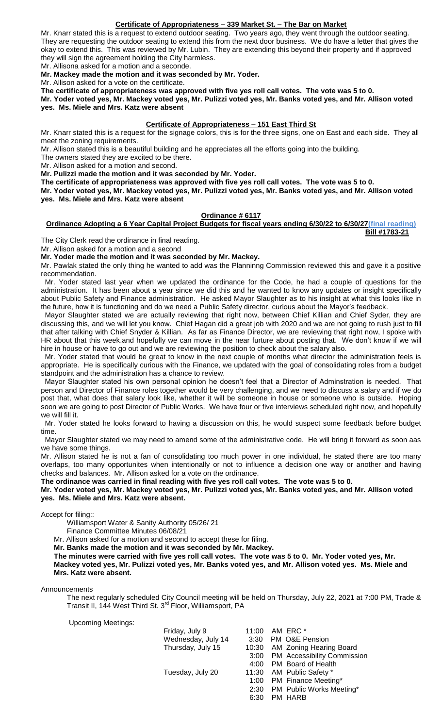## Certificate of Appropriateness – 339 Market St. – The Bar on Market

Mr. Knarr stated this is a request to extend outdoor seating. Two years ago, they went through the outdoor seating. They are requesting the outdoor seating to extend this from the next door business. We do have a letter that gives the okay to extend this. This was reviewed by Mr. Lubin. They are extending this beyond their property and if approved they will sign the agreement holding the City harmless.

Mr. Allisona asked for a motion and a seconde.

**Mr. Mackey made the motion and it was seconded by Mr. Yoder.**

Mr. Allison asked for a vote on the certificate.

**The certificate of appropriateness was approved with five yes roll call votes. The vote was 5 to 0.**

**Mr. Yoder voted yes, Mr. Mackey voted yes, Mr. Pulizzi voted yes, Mr. Banks voted yes, and Mr. Allison voted yes. Ms. Miele and Mrs. Katz were absent**

## Certificate of Appropriateness – 151 East Third St

Mr. Knarr stated this is a request for the signage colors, this is for the three signs, one on East and each side. They all meet the zoning requirements.

Mr. Allison stated this is a beautiful building and he appreciates all the efforts going into the building.

The owners stated they are excited to be there.

Mr. Allison asked for a motion and second.

**Mr. Pulizzi made the motion and it was seconded by Mr. Yoder.**

**The certificate of appropriateness was approved with five yes roll call votes. The vote was 5 to 0.**

**Mr. Yoder voted yes, Mr. Mackey voted yes, Mr. Pulizzi voted yes, Mr. Banks voted yes, and Mr. Allison voted yes. Ms. Miele and Mrs. Katz were absent**

## Ordinance # 6117

## Ordinance Adopting a 6 Year Capital Project Budgets for fiscal years ending 6/30/22 to 6/30/27(final reading)

**Bill #1783-21**

The City Clerk read the ordinance in final reading.

Mr. Allison asked for a motion and a second

**Mr. Yoder made the motion and it was seconded by Mr. Mackey.**

Mr. Pawlak stated the only thing he wanted to add was the Planninng Commission reviewed this and gave it a positive recommendation.

Mr. Yoder stated last year when we updated the ordinance for the Code, he had a couple of questions for the administration. It has been about a year since we did this and he wanted to know any updates or insight specifically about Public Safety and Finance administration. He asked Mayor Slaughter as to his insight at what this looks like in the future, how it is functioning and do we need a Public Safety director, curious about the Mayor's feedback.

Mayor Slaughter stated we are actually reviewing that right now, between Chief Killian and Chief Syder, they are discussing this, and we will let you know. Chief Hagan did a great job with 2020 and we are not going to rush just to fill that after talking with Chief Snyder & Killian. As far as Finance Director, we are reviewing that right now, I spoke with HR about that this week.and hopefully we can move in the near furture about posting that. We don't know if we will hire in house or have to go out and we are reviewing the position to check about the salary also.

Mr. Yoder stated that would be great to know in the next couple of months what director the administration feels is appropriate. He is specifically curious with the Finance, we updated with the goal of consolidating roles from a budget standpoint and the administration has a chance to review.

Mayor Slaughter stated his own personal opinion he doesn't feel that a Director of Adminstration is needed. That person and Director of Finance roles together would be very challenging, and we need to discuss a salary and if we do post that, what does that salary look like, whether it will be someone in house or someone who is outside. Hoping soon we are going to post Director of Public Works. We have four or five interviews scheduled right now, and hopefully we will fill it.

Mr. Yoder stated he looks forward to having a discussion on this, he would suspect some feedback before budget time.

Mayor Slaughter stated we may need to amend some of the administrative code. He will bring it forward as soon aas we have some things.

Mr. Allison stated he is not a fan of consolidating too much power in one individual, he stated there are too many overlaps, too many opportunites when intentionally or not to influence a decision one way or another and having checks and balances. Mr. Allison asked for a vote on the ordinance.

**The ordinance was carried in final reading with five yes roll call votes. The vote was 5 to 0.**

**Mr. Yoder voted yes, Mr. Mackey voted yes, Mr. Pulizzi voted yes, Mr. Banks voted yes, and Mr. Allison voted yes. Ms. Miele and Mrs. Katz were absent.**

Accept for filing::

Williamsport Water & Sanity Authority 05/26/ 21

Finance Committee Minutes 06/08/21

Mr. Allison asked for a motion and second to accept these for filing.

**Mr. Banks made the motion and it was seconded by Mr. Mackey.**

**The minutes were carried with five yes roll call votes. The vote was 5 to 0. Mr. Yoder voted yes, Mr. Mackey voted yes, Mr. Pulizzi voted yes, Mr. Banks voted yes, and Mr. Allison voted yes. Ms. Miele and Mrs. Katz were absent.**

Announcements

The next regularly scheduled City Council meeting will be held on Thursday, July 22, 2021 at 7:00 PM, Trade & Transit II, 144 West Third St. 3rd Floor, Williamsport, PA

Upcoming Meetings:

| | | |
|---|---|---|
| Friday, July 9 | 11:00 AM | ERC * |
| Wednesday, July 14 | 3:30 PM | O&E Pension |
| Thursday, July 15 | 10:30 AM | Zoning Hearing Board |
| | 3:00 PM | Accessibility Commission |
| | 4:00 PM | Board of Health |
| Tuesday, July 20 | 11:30 AM | Public Safety * |
| | 1:00 PM | Finance Meeting* |
| | 2:30 PM | Public Works Meeting* |
| | 6:30 PM | HARB |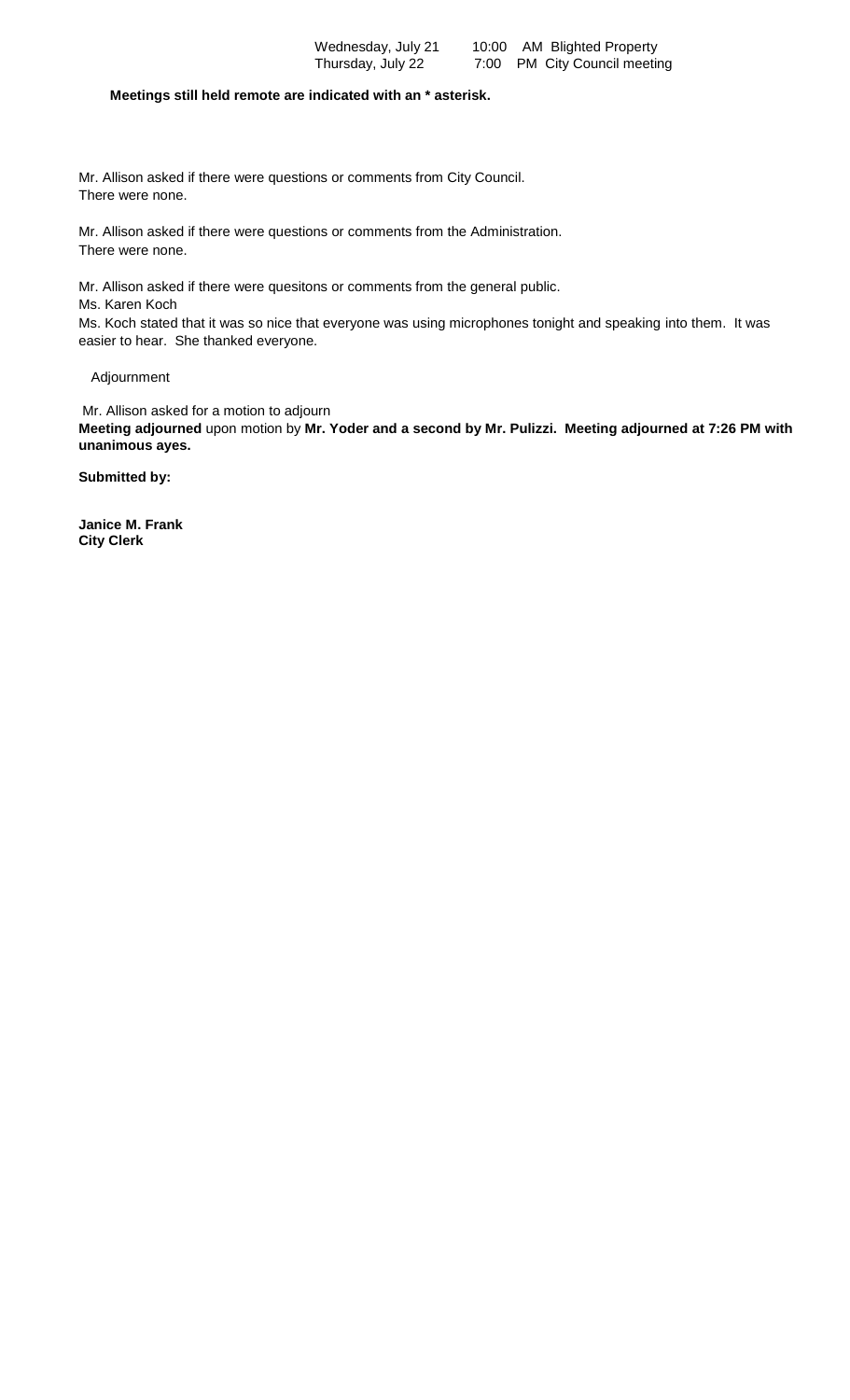| | | |
|---|---|---|
| Wednesday, July 21 | 10:00 AM | Blighted Property |
| Thursday, July 22 | 7:00 PM | City Council meeting |

**Meetings still held remote are indicated with an * asterisk.**

Mr. Allison asked if there were questions or comments from City Council.
There were none.

Mr. Allison asked if there were questions or comments from the Administration.
There were none.

Mr. Allison asked if there were quesitons or comments from the general public.
Ms. Karen Koch
Ms. Koch stated that it was so nice that everyone was using microphones tonight and speaking into them. It was easier to hear. She thanked everyone.

Adjournment

Mr. Allison asked for a motion to adjourn
**Meeting adjourned** upon motion by **Mr. Yoder and a second by Mr. Pulizzi. Meeting adjourned at 7:26 PM with unanimous ayes.**

**Submitted by:**

**Janice M. Frank**
**City Clerk**